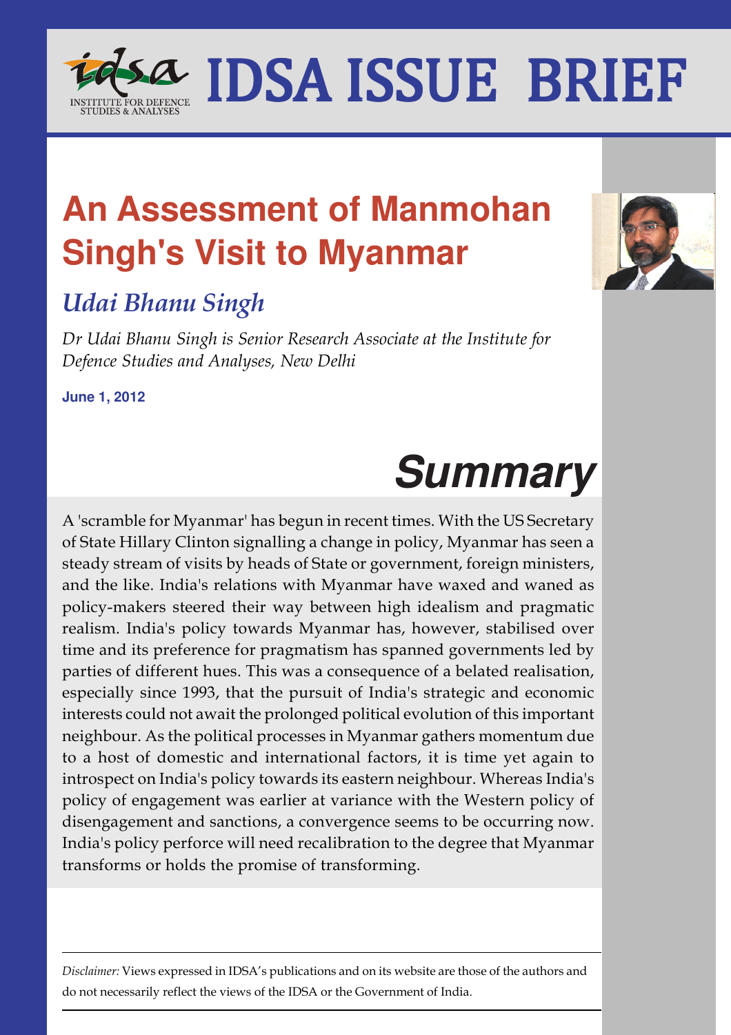# IDSA ISSUE BRIEF

INSTITUTE FOR DEFENCE STUDIES & ANALYSES

## An Assessment of Manmohan Singh's Visit to Myanmar

### *Udai Bhanu Singh*

*Dr Udai Bhanu Singh is Senior Research Associate at the Institute for Defence Studies and Analyses, New Delhi*

**June 1, 2012**

## *Summary*

A 'scramble for Myanmar' has begun in recent times. With the US Secretary of State Hillary Clinton signalling a change in policy, Myanmar has seen a steady stream of visits by heads of State or government, foreign ministers, and the like. India's relations with Myanmar have waxed and waned as policy-makers steered their way between high idealism and pragmatic realism. India's policy towards Myanmar has, however, stabilised over time and its preference for pragmatism has spanned governments led by parties of different hues. This was a consequence of a belated realisation, especially since 1993, that the pursuit of India's strategic and economic interests could not await the prolonged political evolution of this important neighbour. As the political processes in Myanmar gathers momentum due to a host of domestic and international factors, it is time yet again to introspect on India's policy towards its eastern neighbour. Whereas India's policy of engagement was earlier at variance with the Western policy of disengagement and sanctions, a convergence seems to be occurring now. India's policy perforce will need recalibration to the degree that Myanmar transforms or holds the promise of transforming.

*Disclaimer:* Views expressed in IDSA's publications and on its website are those of the authors and do not necessarily reflect the views of the IDSA or the Government of India.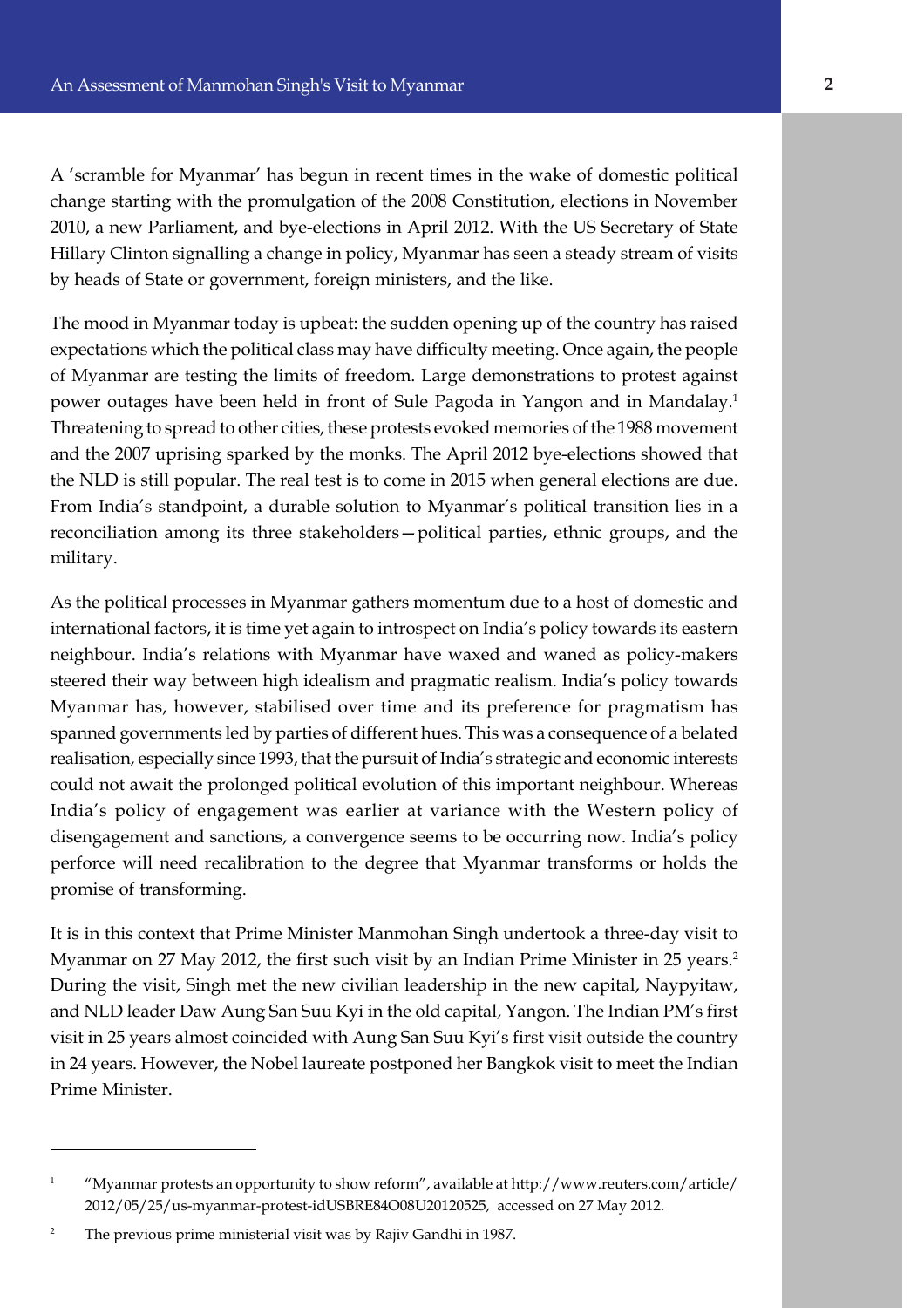A 'scramble for Myanmar' has begun in recent times in the wake of domestic political change starting with the promulgation of the 2008 Constitution, elections in November 2010, a new Parliament, and bye-elections in April 2012. With the US Secretary of State Hillary Clinton signalling a change in policy, Myanmar has seen a steady stream of visits by heads of State or government, foreign ministers, and the like.

The mood in Myanmar today is upbeat: the sudden opening up of the country has raised expectations which the political class may have difficulty meeting. Once again, the people of Myanmar are testing the limits of freedom. Large demonstrations to protest against power outages have been held in front of Sule Pagoda in Yangon and in Mandalay.[1] Threatening to spread to other cities, these protests evoked memories of the 1988 movement and the 2007 uprising sparked by the monks. The April 2012 bye-elections showed that the NLD is still popular. The real test is to come in 2015 when general elections are due. From India's standpoint, a durable solution to Myanmar's political transition lies in a reconciliation among its three stakeholders—political parties, ethnic groups, and the military.

As the political processes in Myanmar gathers momentum due to a host of domestic and international factors, it is time yet again to introspect on India's policy towards its eastern neighbour. India's relations with Myanmar have waxed and waned as policy-makers steered their way between high idealism and pragmatic realism. India's policy towards Myanmar has, however, stabilised over time and its preference for pragmatism has spanned governments led by parties of different hues. This was a consequence of a belated realisation, especially since 1993, that the pursuit of India's strategic and economic interests could not await the prolonged political evolution of this important neighbour. Whereas India's policy of engagement was earlier at variance with the Western policy of disengagement and sanctions, a convergence seems to be occurring now. India's policy perforce will need recalibration to the degree that Myanmar transforms or holds the promise of transforming.

It is in this context that Prime Minister Manmohan Singh undertook a three-day visit to Myanmar on 27 May 2012, the first such visit by an Indian Prime Minister in 25 years.[2] During the visit, Singh met the new civilian leadership in the new capital, Naypyitaw, and NLD leader Daw Aung San Suu Kyi in the old capital, Yangon. The Indian PM's first visit in 25 years almost coincided with Aung San Suu Kyi's first visit outside the country in 24 years. However, the Nobel laureate postponed her Bangkok visit to meet the Indian Prime Minister.

---

[1] "Myanmar protests an opportunity to show reform", available at http://www.reuters.com/article/2012/05/25/us-myanmar-protest-idUSBRE84O08U20120525, accessed on 27 May 2012.

[2] The previous prime ministerial visit was by Rajiv Gandhi in 1987.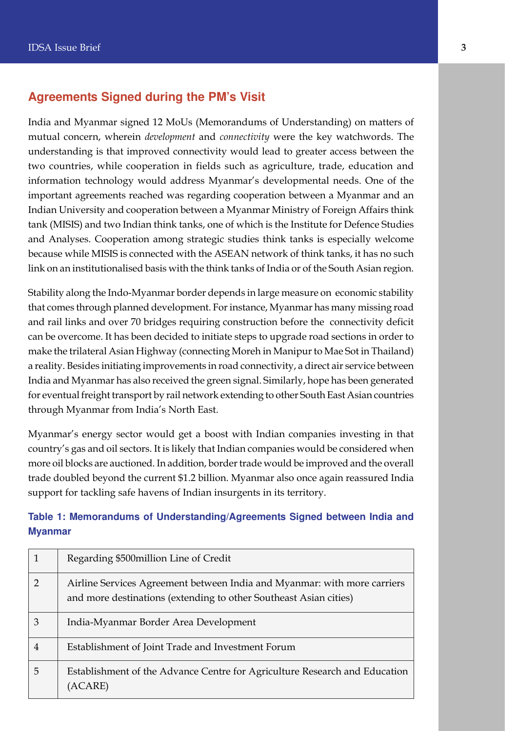## Agreements Signed during the PM's Visit

India and Myanmar signed 12 MoUs (Memorandums of Understanding) on matters of mutual concern, wherein *development* and *connectivity* were the key watchwords. The understanding is that improved connectivity would lead to greater access between the two countries, while cooperation in fields such as agriculture, trade, education and information technology would address Myanmar's developmental needs. One of the important agreements reached was regarding cooperation between a Myanmar and an Indian University and cooperation between a Myanmar Ministry of Foreign Affairs think tank (MISIS) and two Indian think tanks, one of which is the Institute for Defence Studies and Analyses. Cooperation among strategic studies think tanks is especially welcome because while MISIS is connected with the ASEAN network of think tanks, it has no such link on an institutionalised basis with the think tanks of India or of the South Asian region.

Stability along the Indo-Myanmar border depends in large measure on economic stability that comes through planned development. For instance, Myanmar has many missing road and rail links and over 70 bridges requiring construction before the connectivity deficit can be overcome. It has been decided to initiate steps to upgrade road sections in order to make the trilateral Asian Highway (connecting Moreh in Manipur to Mae Sot in Thailand) a reality. Besides initiating improvements in road connectivity, a direct air service between India and Myanmar has also received the green signal. Similarly, hope has been generated for eventual freight transport by rail network extending to other South East Asian countries through Myanmar from India's North East.

Myanmar's energy sector would get a boost with Indian companies investing in that country's gas and oil sectors. It is likely that Indian companies would be considered when more oil blocks are auctioned. In addition, border trade would be improved and the overall trade doubled beyond the current $1.2 billion. Myanmar also once again reassured India support for tackling safe havens of Indian insurgents in its territory.

**Table 1: Memorandums of Understanding/Agreements Signed between India and Myanmar**

| | |
|---|---|
| 1 | Regarding $500million Line of Credit |
| 2 | Airline Services Agreement between India and Myanmar: with more carriers and more destinations (extending to other Southeast Asian cities) |
| 3 | India-Myanmar Border Area Development |
| 4 | Establishment of Joint Trade and Investment Forum |
| 5 | Establishment of the Advance Centre for Agriculture Research and Education (ACARE) |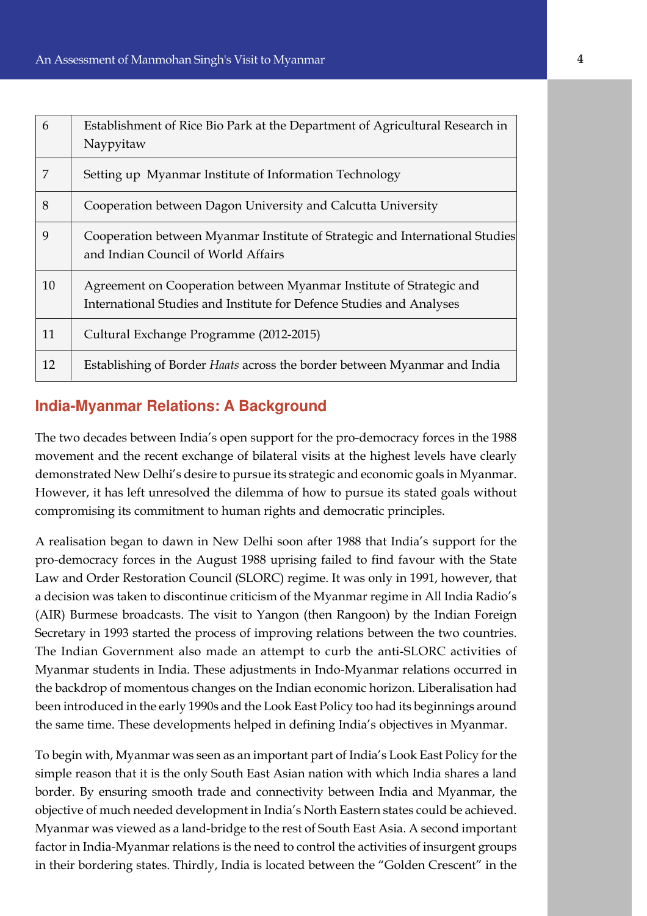| | |
|---|---|
| 6 | Establishment of Rice Bio Park at the Department of Agricultural Research in Naypyitaw |
| 7 | Setting up Myanmar Institute of Information Technology |
| 8 | Cooperation between Dagon University and Calcutta University |
| 9 | Cooperation between Myanmar Institute of Strategic and International Studies and Indian Council of World Affairs |
| 10 | Agreement on Cooperation between Myanmar Institute of Strategic and International Studies and Institute for Defence Studies and Analyses |
| 11 | Cultural Exchange Programme (2012-2015) |
| 12 | Establishing of Border *Haats* across the border between Myanmar and India |

## India-Myanmar Relations: A Background

The two decades between India's open support for the pro-democracy forces in the 1988 movement and the recent exchange of bilateral visits at the highest levels have clearly demonstrated New Delhi's desire to pursue its strategic and economic goals in Myanmar. However, it has left unresolved the dilemma of how to pursue its stated goals without compromising its commitment to human rights and democratic principles.

A realisation began to dawn in New Delhi soon after 1988 that India's support for the pro-democracy forces in the August 1988 uprising failed to find favour with the State Law and Order Restoration Council (SLORC) regime. It was only in 1991, however, that a decision was taken to discontinue criticism of the Myanmar regime in All India Radio's (AIR) Burmese broadcasts. The visit to Yangon (then Rangoon) by the Indian Foreign Secretary in 1993 started the process of improving relations between the two countries. The Indian Government also made an attempt to curb the anti-SLORC activities of Myanmar students in India. These adjustments in Indo-Myanmar relations occurred in the backdrop of momentous changes on the Indian economic horizon. Liberalisation had been introduced in the early 1990s and the Look East Policy too had its beginnings around the same time. These developments helped in defining India's objectives in Myanmar.

To begin with, Myanmar was seen as an important part of India's Look East Policy for the simple reason that it is the only South East Asian nation with which India shares a land border. By ensuring smooth trade and connectivity between India and Myanmar, the objective of much needed development in India's North Eastern states could be achieved. Myanmar was viewed as a land-bridge to the rest of South East Asia. A second important factor in India-Myanmar relations is the need to control the activities of insurgent groups in their bordering states. Thirdly, India is located between the "Golden Crescent" in the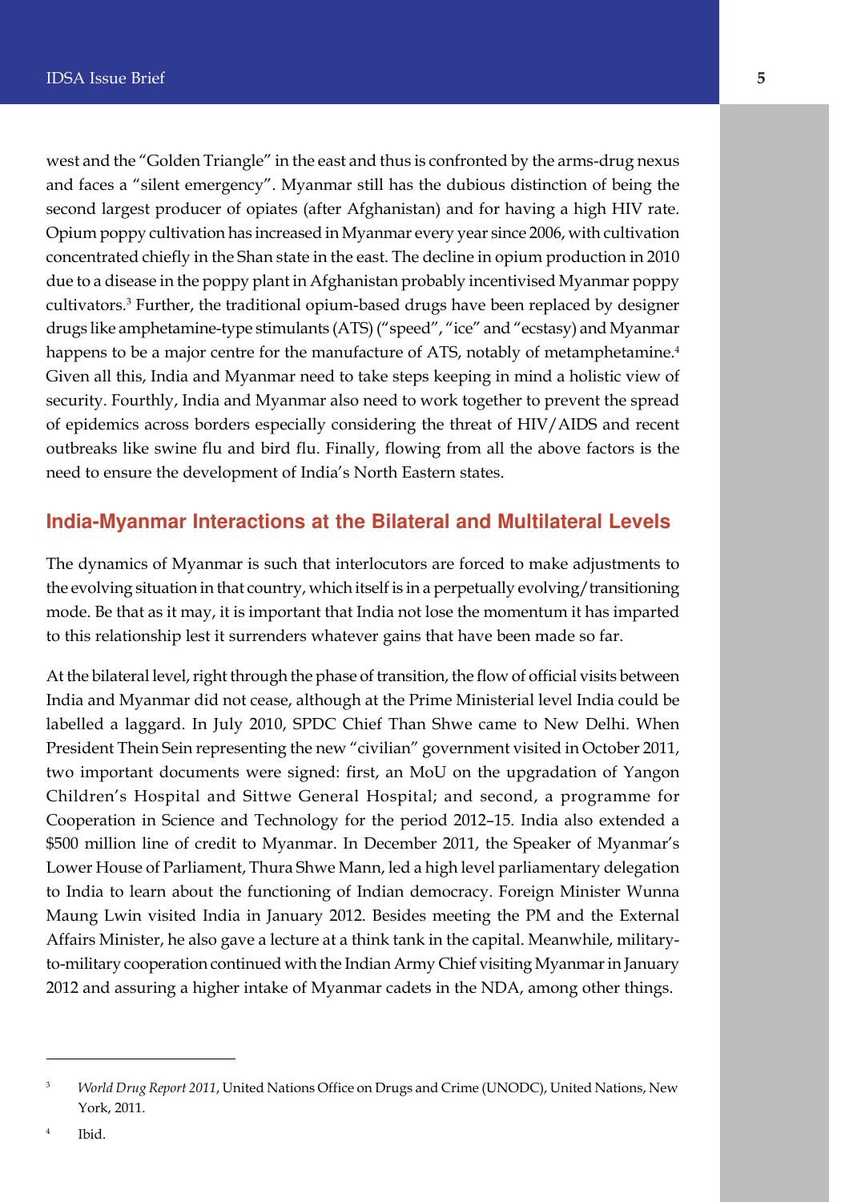west and the "Golden Triangle" in the east and thus is confronted by the arms-drug nexus and faces a "silent emergency". Myanmar still has the dubious distinction of being the second largest producer of opiates (after Afghanistan) and for having a high HIV rate. Opium poppy cultivation has increased in Myanmar every year since 2006, with cultivation concentrated chiefly in the Shan state in the east. The decline in opium production in 2010 due to a disease in the poppy plant in Afghanistan probably incentivised Myanmar poppy cultivators.[3] Further, the traditional opium-based drugs have been replaced by designer drugs like amphetamine-type stimulants (ATS) ("speed", "ice" and "ecstasy) and Myanmar happens to be a major centre for the manufacture of ATS, notably of metamphetamine.[4] Given all this, India and Myanmar need to take steps keeping in mind a holistic view of security. Fourthly, India and Myanmar also need to work together to prevent the spread of epidemics across borders especially considering the threat of HIV/AIDS and recent outbreaks like swine flu and bird flu. Finally, flowing from all the above factors is the need to ensure the development of India's North Eastern states.

## India-Myanmar Interactions at the Bilateral and Multilateral Levels

The dynamics of Myanmar is such that interlocutors are forced to make adjustments to the evolving situation in that country, which itself is in a perpetually evolving/transitioning mode. Be that as it may, it is important that India not lose the momentum it has imparted to this relationship lest it surrenders whatever gains that have been made so far.

At the bilateral level, right through the phase of transition, the flow of official visits between India and Myanmar did not cease, although at the Prime Ministerial level India could be labelled a laggard. In July 2010, SPDC Chief Than Shwe came to New Delhi. When President Thein Sein representing the new "civilian" government visited in October 2011, two important documents were signed: first, an MoU on the upgradation of Yangon Children's Hospital and Sittwe General Hospital; and second, a programme for Cooperation in Science and Technology for the period 2012–15. India also extended a $500 million line of credit to Myanmar. In December 2011, the Speaker of Myanmar's Lower House of Parliament, Thura Shwe Mann, led a high level parliamentary delegation to India to learn about the functioning of Indian democracy. Foreign Minister Wunna Maung Lwin visited India in January 2012. Besides meeting the PM and the External Affairs Minister, he also gave a lecture at a think tank in the capital. Meanwhile, military-to-military cooperation continued with the Indian Army Chief visiting Myanmar in January 2012 and assuring a higher intake of Myanmar cadets in the NDA, among other things.

---

[3] *World Drug Report 2011*, United Nations Office on Drugs and Crime (UNODC), United Nations, New York, 2011.

[4] Ibid.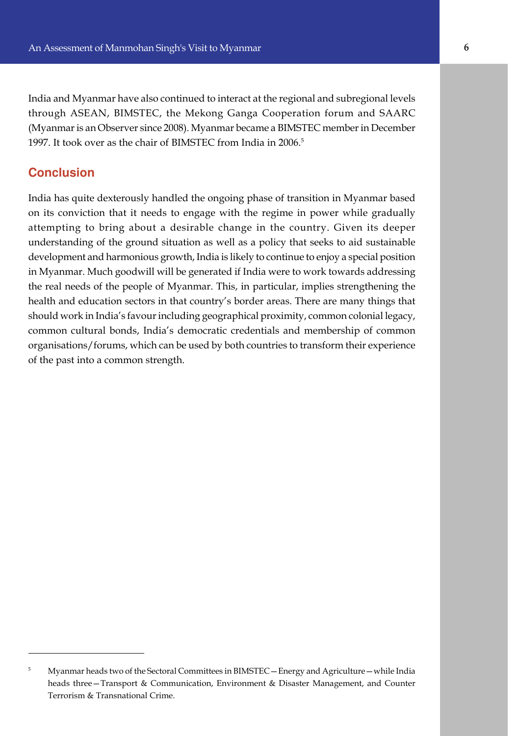India and Myanmar have also continued to interact at the regional and subregional levels through ASEAN, BIMSTEC, the Mekong Ganga Cooperation forum and SAARC (Myanmar is an Observer since 2008). Myanmar became a BIMSTEC member in December 1997. It took over as the chair of BIMSTEC from India in 2006.[5]

## Conclusion

India has quite dexterously handled the ongoing phase of transition in Myanmar based on its conviction that it needs to engage with the regime in power while gradually attempting to bring about a desirable change in the country. Given its deeper understanding of the ground situation as well as a policy that seeks to aid sustainable development and harmonious growth, India is likely to continue to enjoy a special position in Myanmar. Much goodwill will be generated if India were to work towards addressing the real needs of the people of Myanmar. This, in particular, implies strengthening the health and education sectors in that country's border areas. There are many things that should work in India's favour including geographical proximity, common colonial legacy, common cultural bonds, India's democratic credentials and membership of common organisations/forums, which can be used by both countries to transform their experience of the past into a common strength.

---

[5] Myanmar heads two of the Sectoral Committees in BIMSTEC—Energy and Agriculture—while India heads three—Transport & Communication, Environment & Disaster Management, and Counter Terrorism & Transnational Crime.